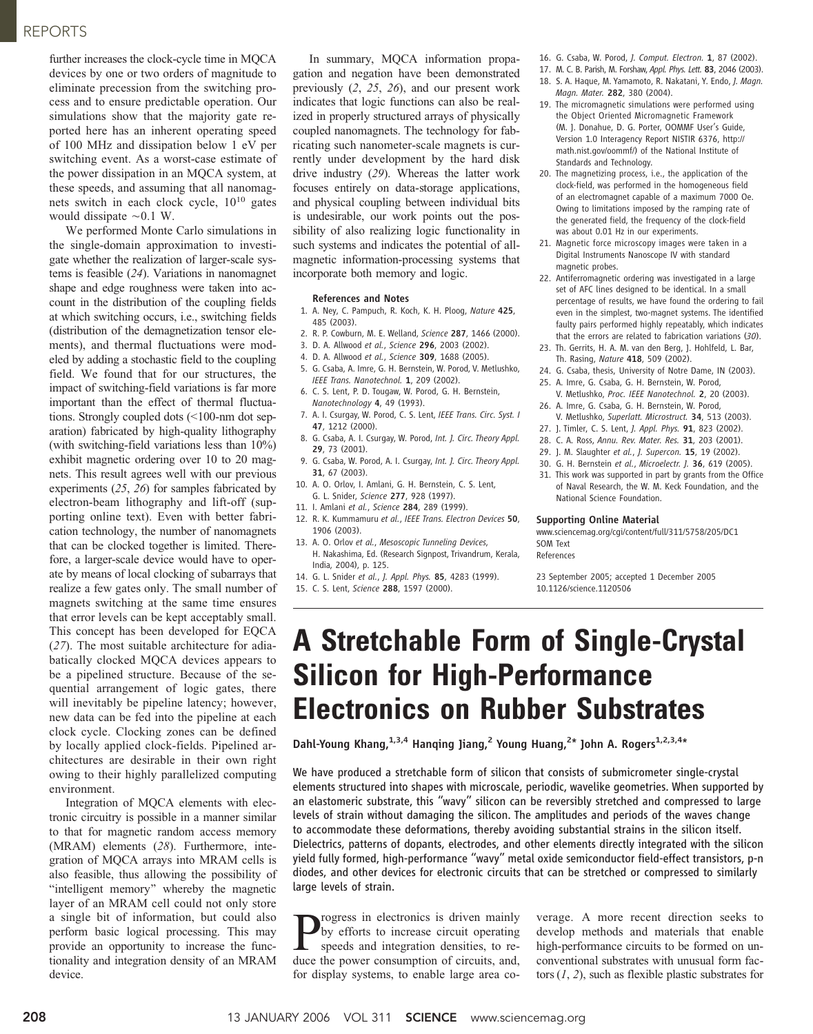further increases the clock-cycle time in MQCA devices by one or two orders of magnitude to eliminate precession from the switching process and to ensure predictable operation. Our simulations show that the majority gate reported here has an inherent operating speed of 100 MHz and dissipation below 1 eV per switching event. As a worst-case estimate of the power dissipation in an MQCA system, at these speeds, and assuming that all nanomagnets switch in each clock cycle, $10^{10}$ gates would dissipate ~0.1 W.

We performed Monte Carlo simulations in the single-domain approximation to investigate whether the realization of larger-scale systems is feasible (*24*). Variations in nanomagnet shape and edge roughness were taken into account in the distribution of the coupling fields at which switching occurs, i.e., switching fields (distribution of the demagnetization tensor elements), and thermal fluctuations were modeled by adding a stochastic field to the coupling field. We found that for our structures, the impact of switching-field variations is far more important than the effect of thermal fluctuations. Strongly coupled dots (<100-nm dot separation) fabricated by high-quality lithography (with switching-field variations less than 10%) exhibit magnetic ordering over 10 to 20 magnets. This result agrees well with our previous experiments (*25*, *26*) for samples fabricated by electron-beam lithography and lift-off (supporting online text). Even with better fabrication technology, the number of nanomagnets that can be clocked together is limited. Therefore, a larger-scale device would have to operate by means of local clocking of subarrays that realize a few gates only. The small number of magnets switching at the same time ensures that error levels can be kept acceptably small. This concept has been developed for EQCA (*27*). The most suitable architecture for adiabatically clocked MQCA devices appears to be a pipelined structure. Because of the sequential arrangement of logic gates, there will inevitably be pipeline latency; however, new data can be fed into the pipeline at each clock cycle. Clocking zones can be defined by locally applied clock-fields. Pipelined architectures are desirable in their own right owing to their highly parallelized computing environment.

Integration of MQCA elements with electronic circuitry is possible in a manner similar to that for magnetic random access memory (MRAM) elements (*28*). Furthermore, integration of MQCA arrays into MRAM cells is also feasible, thus allowing the possibility of "intelligent memory" whereby the magnetic layer of an MRAM cell could not only store a single bit of information, but could also perform basic logical processing. This may provide an opportunity to increase the functionality and integration density of an MRAM device.

In summary, MQCA information propagation and negation have been demonstrated previously (*2*, *25*, *26*), and our present work indicates that logic functions can also be realized in properly structured arrays of physically coupled nanomagnets. The technology for fabricating such nanometer-scale magnets is currently under development by the hard disk drive industry (*29*). Whereas the latter work focuses entirely on data-storage applications, and physical coupling between individual bits is undesirable, our work points out the possibility of also realizing logic functionality in such systems and indicates the potential of all-magnetic information-processing systems that incorporate both memory and logic.

**References and Notes**

1. A. Ney, C. Pampuch, R. Koch, K. H. Ploog, *Nature* **425**, 485 (2003).
2. R. P. Cowburn, M. E. Welland, *Science* **287**, 1466 (2000).
3. D. A. Allwood *et al.*, *Science* **296**, 2003 (2002).
4. D. A. Allwood *et al.*, *Science* **309**, 1688 (2005).
5. G. Csaba, A. Imre, G. H. Bernstein, W. Porod, V. Metlushko, *IEEE Trans. Nanotechnol.* **1**, 209 (2002).
6. C. S. Lent, P. D. Tougaw, W. Porod, G. H. Bernstein, *Nanotechnology* **4**, 49 (1993).
7. A. I. Csurgay, W. Porod, C. S. Lent, *IEEE Trans. Circ. Syst. I* **47**, 1212 (2000).
8. G. Csaba, A. I. Csurgay, W. Porod, *Int. J. Circ. Theory Appl.* **29**, 73 (2001).
9. G. Csaba, W. Porod, A. I. Csurgay, *Int. J. Circ. Theory Appl.* **31**, 67 (2003).
10. A. O. Orlov, I. Amlani, G. H. Bernstein, C. S. Lent, G. L. Snider, *Science* **277**, 928 (1997).
11. I. Amlani *et al.*, *Science* **284**, 289 (1999).
12. R. K. Kummamuru *et al.*, *IEEE Trans. Electron Devices* **50**, 1906 (2003).
13. A. O. Orlov *et al.*, *Mesoscopic Tunneling Devices*, H. Nakashima, Ed. (Research Signpost, Trivandrum, Kerala, India, 2004), p. 125.
14. G. L. Snider *et al.*, *J. Appl. Phys.* **85**, 4283 (1999).
15. C. S. Lent, *Science* **288**, 1597 (2000).
16. G. Csaba, W. Porod, *J. Comput. Electron.* **1**, 87 (2002).
17. M. C. B. Parish, M. Forshaw, *Appl. Phys. Lett.* **83**, 2046 (2003).
18. S. A. Haque, M. Yamamoto, R. Nakatani, Y. Endo, *J. Magn. Magn. Mater.* **282**, 380 (2004).
19. The micromagnetic simulations were performed using the Object Oriented Micromagnetic Framework (M. J. Donahue, D. G. Porter, OOMMF User's Guide, Version 1.0 Interagency Report NISTIR 6376, http://math.nist.gov/oommf/) of the National Institute of Standards and Technology.
20. The magnetizing process, i.e., the application of the clock-field, was performed in the homogeneous field of an electromagnet capable of a maximum 7000 Oe. Owing to limitations imposed by the ramping rate of the generated field, the frequency of the clock-field was about 0.01 Hz in our experiments.
21. Magnetic force microscopy images were taken in a Digital Instruments Nanoscope IV with standard magnetic probes.
22. Antiferromagnetic ordering was investigated in a large set of AFC lines designed to be identical. In a small percentage of results, we have found the ordering to fail even in the simplest, two-magnet systems. The identified faulty pairs performed highly repeatably, which indicates that the errors are related to fabrication variations (*30*).
23. Th. Gerrits, H. A. M. van den Berg, J. Hohlfeld, L. Bar, Th. Rasing, *Nature* **418**, 509 (2002).
24. G. Csaba, thesis, University of Notre Dame, IN (2003).
25. A. Imre, G. Csaba, G. H. Bernstein, W. Porod, V. Metlushko, *Proc. IEEE Nanotechnol.* **2**, 20 (2003).
26. A. Imre, G. Csaba, G. H. Bernstein, W. Porod, V. Metlushko, *Superlatt. Microstruct.* **34**, 513 (2003).
27. J. Timler, C. S. Lent, *J. Appl. Phys.* **91**, 823 (2002).
28. C. A. Ross, *Annu. Rev. Mater. Res.* **31**, 203 (2001).
29. J. M. Slaughter *et al.*, *J. Supercon.* **15**, 19 (2002).
30. G. H. Bernstein *et al.*, *Microelectr. J.* **36**, 619 (2005).
31. This work was supported in part by grants from the Office of Naval Research, the W. M. Keck Foundation, and the National Science Foundation.

**Supporting Online Material**

www.sciencemag.org/cgi/content/full/311/5758/205/DC1
SOM Text
References

23 September 2005; accepted 1 December 2005
10.1126/science.1120506

# A Stretchable Form of Single-Crystal Silicon for High-Performance Electronics on Rubber Substrates

**Dahl-Young Khang,[1,3,4] Hanqing Jiang,[2] Young Huang,[2]* John A. Rogers[1,2,3,4]***

We have produced a stretchable form of silicon that consists of submicrometer single-crystal elements structured into shapes with microscale, periodic, wavelike geometries. When supported by an elastomeric substrate, this "wavy" silicon can be reversibly stretched and compressed to large levels of strain without damaging the silicon. The amplitudes and periods of the waves change to accommodate these deformations, thereby avoiding substantial strains in the silicon itself. Dielectrics, patterns of dopants, electrodes, and other elements directly integrated with the silicon yield fully formed, high-performance "wavy" metal oxide semiconductor field-effect transistors, p-n diodes, and other devices for electronic circuits that can be stretched or compressed to similarly large levels of strain.

Progress in electronics is driven mainly by efforts to increase circuit operating speeds and integration densities, to reduce the power consumption of circuits, and, for display systems, to enable large area coverage. A more recent direction seeks to develop methods and materials that enable high-performance circuits to be formed on unconventional substrates with unusual form factors (*1*, *2*), such as flexible plastic substrates for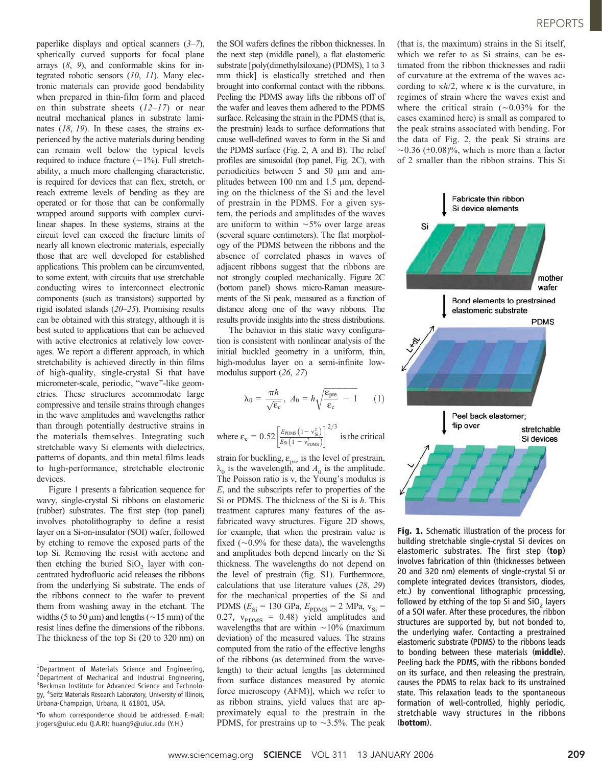paperlike displays and optical scanners (3–7), spherically curved supports for focal plane arrays (8, 9), and conformable skins for integrated robotic sensors (10, 11). Many electronic materials can provide good bendability when prepared in thin-film form and placed on thin substrate sheets (12–17) or near neutral mechanical planes in substrate laminates (18, 19). In these cases, the strains experienced by the active materials during bending can remain well below the typical levels required to induce fracture (~1%). Full stretchability, a much more challenging characteristic, is required for devices that can flex, stretch, or reach extreme levels of bending as they are operated or for those that can be conformably wrapped around supports with complex curvilinear shapes. In these systems, strains at the circuit level can exceed the fracture limits of nearly all known electronic materials, especially those that are well developed for established applications. This problem can be circumvented, to some extent, with circuits that use stretchable conducting wires to interconnect electronic components (such as transistors) supported by rigid isolated islands (20–25). Promising results can be obtained with this strategy, although it is best suited to applications that can be achieved with active electronics at relatively low coverages. We report a different approach, in which stretchability is achieved directly in thin films of high-quality, single-crystal Si that have micrometer-scale, periodic, "wave"-like geometries. These structures accommodate large compressive and tensile strains through changes in the wave amplitudes and wavelengths rather than through potentially destructive strains in the materials themselves. Integrating such stretchable wavy Si elements with dielectrics, patterns of dopants, and thin metal films leads to high-performance, stretchable electronic devices.

Figure 1 presents a fabrication sequence for wavy, single-crystal Si ribbons on elastomeric (rubber) substrates. The first step (top panel) involves photolithography to define a resist layer on a Si-on-insulator (SOI) wafer, followed by etching to remove the exposed parts of the top Si. Removing the resist with acetone and then etching the buried $SiO_2$ layer with concentrated hydrofluoric acid releases the ribbons from the underlying Si substrate. The ends of the ribbons connect to the wafer to prevent them from washing away in the etchant. The widths (5 to 50 μm) and lengths (~15 mm) of the resist lines define the dimensions of the ribbons. The thickness of the top Si (20 to 320 nm) on the SOI wafers defines the ribbon thicknesses. In the next step (middle panel), a flat elastomeric substrate [poly(dimethylsiloxane) (PDMS), 1 to 3 mm thick] is elastically stretched and then brought into conformal contact with the ribbons. Peeling the PDMS away lifts the ribbons off of the wafer and leaves them adhered to the PDMS surface. Releasing the strain in the PDMS (that is, the prestrain) leads to surface deformations that cause well-defined waves to form in the Si and the PDMS surface (Fig. 2, A and B). The relief profiles are sinusoidal (top panel, Fig. 2C), with periodicities between 5 and 50 μm and amplitudes between 100 nm and 1.5 μm, depending on the thickness of the Si and the level of prestrain in the PDMS. For a given system, the periods and amplitudes of the waves are uniform to within ~5% over large areas (several square centimeters). The flat morphology of the PDMS between the ribbons and the absence of correlated phases in waves of adjacent ribbons suggest that the ribbons are not strongly coupled mechanically. Figure 2C (bottom panel) shows micro-Raman measurements of the Si peak, measured as a function of distance along one of the wavy ribbons. The results provide insights into the stress distributions.

The behavior in this static wavy configuration is consistent with nonlinear analysis of the initial buckled geometry in a uniform, thin, high-modulus layer on a semi-infinite low-modulus support (26, 27)

$$\lambda_0 = \frac{\pi h}{\sqrt{\varepsilon_c}},\ A_0 = h\sqrt{\frac{\varepsilon_{pre}}{\varepsilon_c} - 1} \qquad (1)$$

where $\varepsilon_c = 0.52\left[\frac{E_{PDMS}(1-\nu_{Si}^2)}{E_{Si}(1-\nu_{PDMS}^2)}\right]^{2/3}$ is the critical strain for buckling, $\varepsilon_{pre}$ is the level of prestrain, $\lambda_0$ is the wavelength, and $A_0$ is the amplitude. The Poisson ratio is $\nu$, the Young's modulus is $E$, and the subscripts refer to properties of the Si or PDMS. The thickness of the Si is $h$. This treatment captures many features of the as-fabricated wavy structures. Figure 2D shows, for example, that when the prestrain value is fixed (~0.9% for these data), the wavelengths and amplitudes both depend linearly on the Si thickness. The wavelengths do not depend on the level of prestrain (fig. S1). Furthermore, calculations that use literature values (28, 29) for the mechanical properties of the Si and PDMS ($E_{Si}$ = 130 GPa, $E_{PDMS}$ = 2 MPa, $\nu_{Si}$ = 0.27, $\nu_{PDMS}$ = 0.48) yield amplitudes and wavelengths that are within ~10% (maximum deviation) of the measured values. The strains computed from the ratio of the effective lengths of the ribbons (as determined from the wavelength) to their actual lengths [as determined from surface distances measured by atomic force microscopy (AFM)], which we refer to as ribbon strains, yield values that are approximately equal to the prestrain in the PDMS, for prestrains up to ~3.5%. The peak (that is, the maximum) strains in the Si itself, which we refer to as Si strains, can be estimated from the ribbon thicknesses and radii of curvature at the extrema of the waves according to $\kappa h/2$, where $\kappa$ is the curvature, in regimes of strain where the waves exist and where the critical strain (~0.03% for the cases examined here) is small as compared to the peak strains associated with bending. For the data of Fig. 2, the peak Si strains are ~0.36 (±0.08)%, which is more than a factor of 2 smaller than the ribbon strains. This Si

Fabricate thin ribbon Si device elements

Si

mother wafer

Bond elements to prestrained elastomeric substrate

PDMS

L+dL

Peel back elastomer; flip over

stretchable Si devices

L

**Fig. 1.** Schematic illustration of the process for building stretchable single-crystal Si devices on elastomeric substrates. The first step (**top**) involves fabrication of thin (thicknesses between 20 and 320 nm) elements of single-crystal Si or complete integrated devices (transistors, diodes, etc.) by conventional lithographic processing, followed by etching of the top Si and $SiO_2$ layers of a SOI wafer. After these procedures, the ribbon structures are supported by, but not bonded to, the underlying wafer. Contacting a prestrained elastomeric substrate (PDMS) to the ribbons leads to bonding between these materials (**middle**). Peeling back the PDMS, with the ribbons bonded on its surface, and then releasing the prestrain, causes the PDMS to relax back to its unstrained state. This relaxation leads to the spontaneous formation of well-controlled, highly periodic, stretchable wavy structures in the ribbons (**bottom**).

[1]Department of Materials Science and Engineering, [2]Department of Mechanical and Industrial Engineering, [3]Beckman Institute for Advanced Science and Technology, [4]Seitz Materials Research Laboratory, University of Illinois, Urbana-Champaign, Urbana, IL 61801, USA.

*To whom correspondence should be addressed. E-mail: jrogers@uiuc.edu (J.A.R); huang9@uiuc.edu (Y.H.)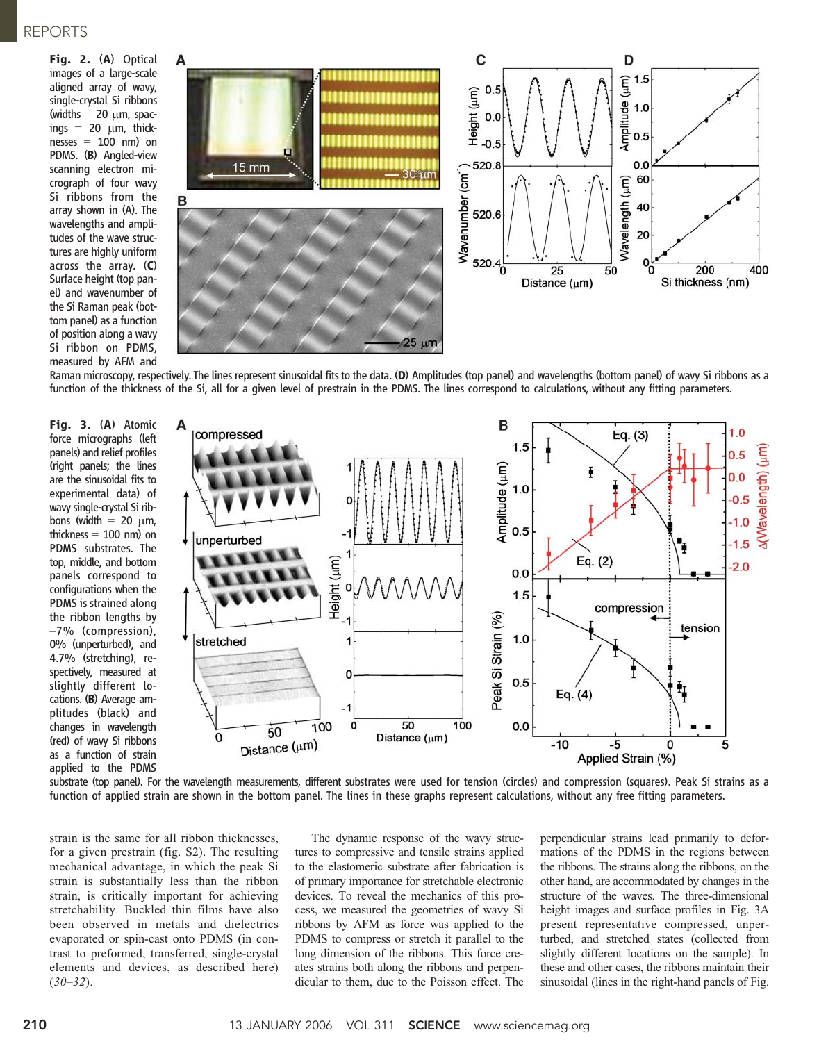**Fig. 2.** (**A**) Optical images of a large-scale aligned array of wavy, single-crystal Si ribbons (widths = 20 μm, spacings = 20 μm, thicknesses = 100 nm) on PDMS. (**B**) Angled-view scanning electron micrograph of four wavy Si ribbons from the array shown in (A). The wavelengths and amplitudes of the wave structures are highly uniform across the array. (**C**) Surface height (top panel) and wavenumber of the Si Raman peak (bottom panel) as a function of position along a wavy Si ribbon on PDMS, measured by AFM and Raman microscopy, respectively. The lines represent sinusoidal fits to the data. (**D**) Amplitudes (top panel) and wavelengths (bottom panel) of wavy Si ribbons as a function of the thickness of the Si, all for a given level of prestrain in the PDMS. The lines correspond to calculations, without any fitting parameters.

**Fig. 3.** (**A**) Atomic force micrographs (left panels) and relief profiles (right panels; the lines are the sinusoidal fits to experimental data) of wavy single-crystal Si ribbons (width = 20 μm, thickness = 100 nm) on PDMS substrates. The top, middle, and bottom panels correspond to configurations when the PDMS is strained along the ribbon lengths by −7% (compression), 0% (unperturbed), and 4.7% (stretching), respectively, measured at slightly different locations. (**B**) Average amplitudes (black) and changes in wavelength (red) of wavy Si ribbons as a function of strain applied to the PDMS substrate (top panel). For the wavelength measurements, different substrates were used for tension (circles) and compression (squares). Peak Si strains as a function of applied strain are shown in the bottom panel. The lines in these graphs represent calculations, without any free fitting parameters.

strain is the same for all ribbon thicknesses, for a given prestrain (fig. S2). The resulting mechanical advantage, in which the peak Si strain is substantially less than the ribbon strain, is critically important for achieving stretchability. Buckled thin films have also been observed in metals and dielectrics evaporated or spin-cast onto PDMS (in contrast to preformed, transferred, single-crystal elements and devices, as described here) (*30–32*).

The dynamic response of the wavy structures to compressive and tensile strains applied to the elastomeric substrate after fabrication is of primary importance for stretchable electronic devices. To reveal the mechanics of this process, we measured the geometries of wavy Si ribbons by AFM as force was applied to the PDMS to compress or stretch it parallel to the long dimension of the ribbons. This force creates strains both along the ribbons and perpendicular to them, due to the Poisson effect. The perpendicular strains lead primarily to deformations of the PDMS in the regions between the ribbons. The strains along the ribbons, on the other hand, are accommodated by changes in the structure of the waves. The three-dimensional height images and surface profiles in Fig. 3A present representative compressed, unperturbed, and stretched states (collected from slightly different locations on the sample). In these and other cases, the ribbons maintain their sinusoidal (lines in the right-hand panels of Fig.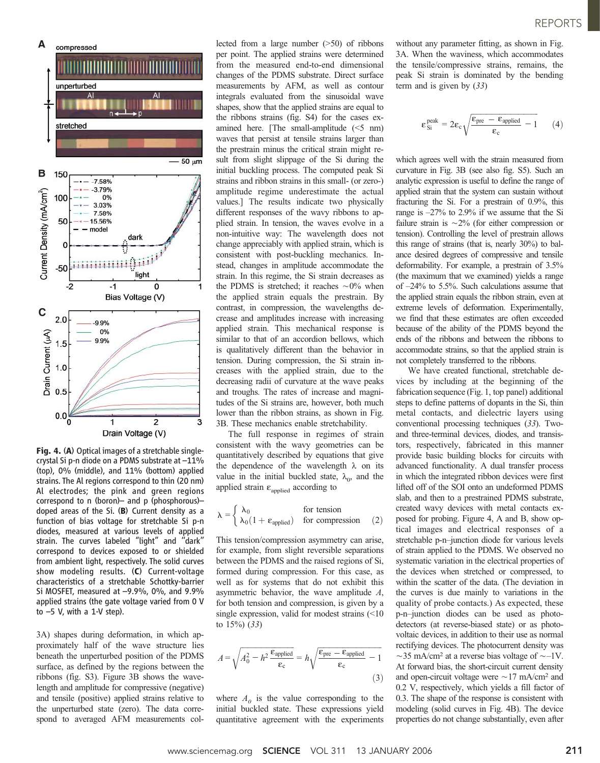A
compressed
unperturbed
Al
Al
n
p
stretched
50 μm

B
150
100
50
0
-50
Current Density (mA/cm²)
-7.58%
-3.79%
0%
3.03%
7.58%
15.56%
model
dark
light
-2
-1
0
1
Bias Voltage (V)

C
2.0
1.5
1.0
0.5
0.0
Drain Current (μA)
-9.9%
0%
9.9%
0
1
2
3
Drain Voltage (V)

**Fig. 4.** (**A**) Optical images of a stretchable single-crystal Si p-n diode on a PDMS substrate at –11% (top), 0% (middle), and 11% (bottom) applied strains. The Al regions correspond to thin (20 nm) Al electrodes; the pink and green regions correspond to n (boron)– and p (phosphorous)–doped areas of the Si. (**B**) Current density as a function of bias voltage for stretchable Si p-n diodes, measured at various levels of applied strain. The curves labeled "light" and "dark" correspond to devices exposed to or shielded from ambient light, respectively. The solid curves show modeling results. (**C**) Current-voltage characteristics of a stretchable Schottky-barrier Si MOSFET, measured at –9.9%, 0%, and 9.9% applied strains (the gate voltage varied from 0 V to –5 V, with a 1-V step).

3A) shapes during deformation, in which approximately half of the wave structure lies beneath the unperturbed position of the PDMS surface, as defined by the regions between the ribbons (fig. S3). Figure 3B shows the wavelength and amplitude for compressive (negative) and tensile (positive) applied strains relative to the unperturbed state (zero). The data correspond to averaged AFM measurements collected from a large number (>50) of ribbons per point. The applied strains were determined from the measured end-to-end dimensional changes of the PDMS substrate. Direct surface measurements by AFM, as well as contour integrals evaluated from the sinusoidal wave shapes, show that the applied strains are equal to the ribbons strains (fig. S4) for the cases examined here. [The small-amplitude (<5 nm) waves that persist at tensile strains larger than the prestrain minus the critical strain might result from slight slippage of the Si during the initial buckling process. The computed peak Si strains and ribbon strains in this small- (or zero-) amplitude regime underestimate the actual values.] The results indicate two physically different responses of the wavy ribbons to applied strain. In tension, the waves evolve in a non-intuitive way: The wavelength does not change appreciably with applied strain, which is consistent with post-buckling mechanics. Instead, changes in amplitude accommodate the strain. In this regime, the Si strain decreases as the PDMS is stretched; it reaches ~0% when the applied strain equals the prestrain. By contrast, in compression, the wavelengths decrease and amplitudes increase with increasing applied strain. This mechanical response is similar to that of an accordion bellows, which is qualitatively different than the behavior in tension. During compression, the Si strain increases with the applied strain, due to the decreasing radii of curvature at the wave peaks and troughs. The rates of increase and magnitudes of the Si strains are, however, both much lower than the ribbon strains, as shown in Fig. 3B. These mechanics enable stretchability.

The full response in regimes of strain consistent with the wavy geometries can be quantitatively described by equations that give the dependence of the wavelength $\lambda$ on its value in the initial buckled state, $\lambda_0$, and the applied strain $\varepsilon_{\text{applied}}$ according to

$$\lambda = \begin{cases} \lambda_0 & \text{for tension} \\ \lambda_0(1+\varepsilon_{\text{applied}}) & \text{for compression} \end{cases} \quad (2)$$

This tension/compression asymmetry can arise, for example, from slight reversible separations between the PDMS and the raised regions of Si, formed during compression. For this case, as well as for systems that do not exhibit this asymmetric behavior, the wave amplitude $A$, for both tension and compression, is given by a single expression, valid for modest strains (<10 to 15%) (*33*)

$$A = \sqrt{A_0^2 - h^2\frac{\varepsilon_{\text{applied}}}{\varepsilon_c}} = h\sqrt{\frac{\varepsilon_{\text{pre}} - \varepsilon_{\text{applied}}}{\varepsilon_c} - 1} \quad (3)$$

where $A_0$ is the value corresponding to the initial buckled state. These expressions yield quantitative agreement with the experiments without any parameter fitting, as shown in Fig. 3A. When the waviness, which accommodates the tensile/compressive strains, remains, the peak Si strain is dominated by the bending term and is given by (*33*)

$$\varepsilon_{\text{Si}}^{\text{peak}} = 2\varepsilon_c\sqrt{\frac{\varepsilon_{\text{pre}} - \varepsilon_{\text{applied}}}{\varepsilon_c} - 1} \quad (4)$$

which agrees well with the strain measured from curvature in Fig. 3B (see also fig. S5). Such an analytic expression is useful to define the range of applied strain that the system can sustain without fracturing the Si. For a prestrain of 0.9%, this range is –27% to 2.9% if we assume that the Si failure strain is ~2% (for either compression or tension). Controlling the level of prestrain allows this range of strains (that is, nearly 30%) to balance desired degrees of compressive and tensile deformability. For example, a prestrain of 3.5% (the maximum that we examined) yields a range of –24% to 5.5%. Such calculations assume that the applied strain equals the ribbon strain, even at extreme levels of deformation. Experimentally, we find that these estimates are often exceeded because of the ability of the PDMS beyond the ends of the ribbons and between the ribbons to accommodate strains, so that the applied strain is not completely transferred to the ribbons.

We have created functional, stretchable devices by including at the beginning of the fabrication sequence (Fig. 1, top panel) additional steps to define patterns of dopants in the Si, thin metal contacts, and dielectric layers using conventional processing techniques (*33*). Two- and three-terminal devices, diodes, and transistors, respectively, fabricated in this manner provide basic building blocks for circuits with advanced functionality. A dual transfer process in which the integrated ribbon devices were first lifted off of the SOI onto an undeformed PDMS slab, and then to a prestrained PDMS substrate, created wavy devices with metal contacts exposed for probing. Figure 4, A and B, show optical images and electrical responses of a stretchable p-n–junction diode for various levels of strain applied to the PDMS. We observed no systematic variation in the electrical properties of the devices when stretched or compressed, to within the scatter of the data. (The deviation in the curves is due mainly to variations in the quality of probe contacts.) As expected, these p-n–junction diodes can be used as photodetectors (at reverse-biased state) or as photovoltaic devices, in addition to their use as normal rectifying devices. The photocurrent density was ~35 mA/cm² at a reverse bias voltage of ~–1V. At forward bias, the short-circuit current density and open-circuit voltage were ~17 mA/cm² and 0.2 V, respectively, which yields a fill factor of 0.3. The shape of the response is consistent with modeling (solid curves in Fig. 4B). The device properties do not change substantially, even after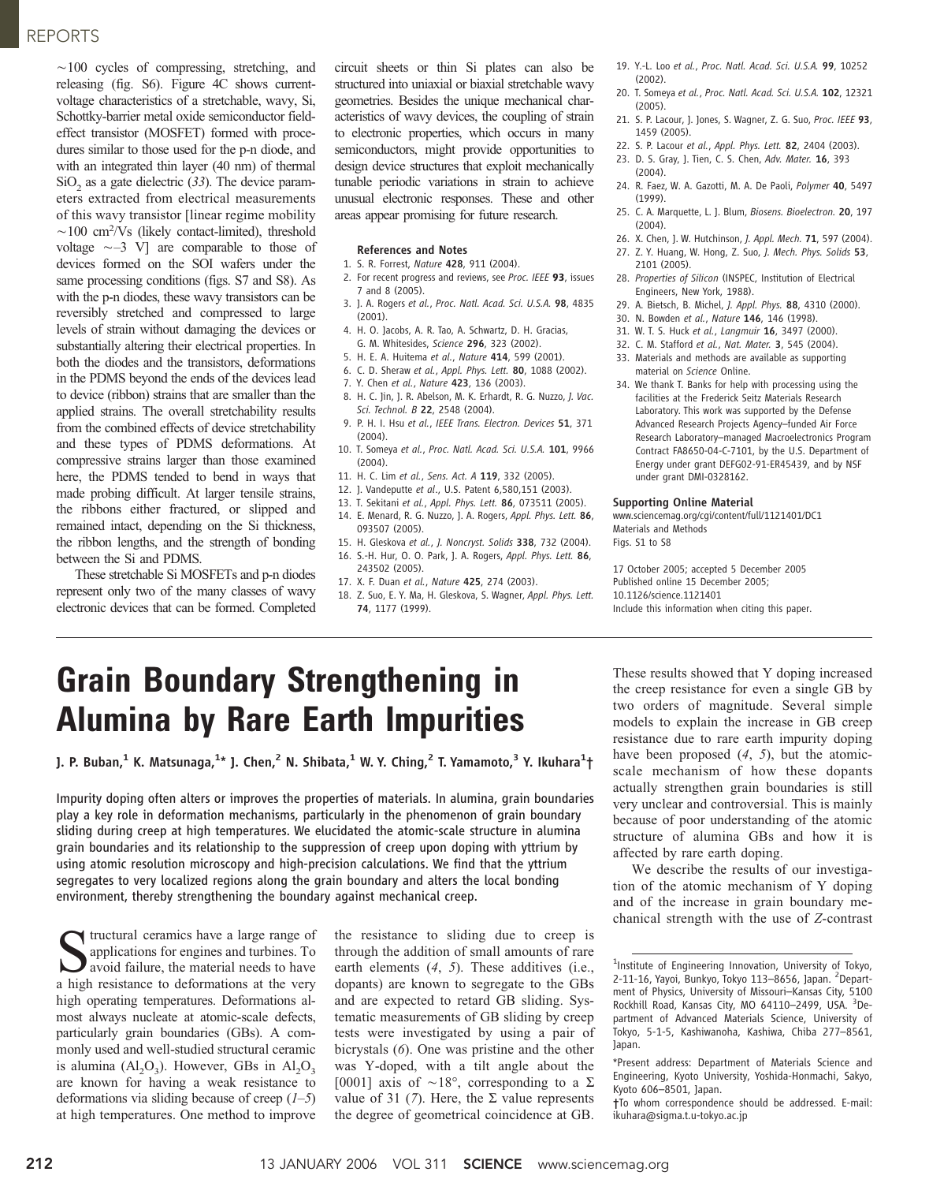~100 cycles of compressing, stretching, and releasing (fig. S6). Figure 4C shows current-voltage characteristics of a stretchable, wavy, Si, Schottky-barrier metal oxide semiconductor field-effect transistor (MOSFET) formed with procedures similar to those used for the p-n diode, and with an integrated thin layer (40 nm) of thermal $SiO_2$ as a gate dielectric (*33*). The device parameters extracted from electrical measurements of this wavy transistor [linear regime mobility ~100 $cm^2$/Vs (likely contact-limited), threshold voltage ~–3 V] are comparable to those of devices formed on the SOI wafers under the same processing conditions (figs. S7 and S8). As with the p-n diodes, these wavy transistors can be reversibly stretched and compressed to large levels of strain without damaging the devices or substantially altering their electrical properties. In both the diodes and the transistors, deformations in the PDMS beyond the ends of the devices lead to device (ribbon) strains that are smaller than the applied strains. The overall stretchability results from the combined effects of device stretchability and these types of PDMS deformations. At compressive strains larger than those examined here, the PDMS tended to bend in ways that made probing difficult. At larger tensile strains, the ribbons either fractured, or slipped and remained intact, depending on the Si thickness, the ribbon lengths, and the strength of bonding between the Si and PDMS.

These stretchable Si MOSFETs and p-n diodes represent only two of the many classes of wavy electronic devices that can be formed. Completed circuit sheets or thin Si plates can also be structured into uniaxial or biaxial stretchable wavy geometries. Besides the unique mechanical characteristics of wavy devices, the coupling of strain to electronic properties, which occurs in many semiconductors, might provide opportunities to design device structures that exploit mechanically tunable periodic variations in strain to achieve unusual electronic responses. These and other areas appear promising for future research.

**References and Notes**

1. S. R. Forrest, *Nature* **428**, 911 (2004).
2. For recent progress and reviews, see *Proc. IEEE* **93**, issues 7 and 8 (2005).
3. J. A. Rogers *et al.*, *Proc. Natl. Acad. Sci. U.S.A.* **98**, 4835 (2001).
4. H. O. Jacobs, A. R. Tao, A. Schwartz, D. H. Gracias, G. M. Whitesides, *Science* **296**, 323 (2002).
5. H. E. A. Huitema *et al.*, *Nature* **414**, 599 (2001).
6. C. D. Sheraw *et al.*, *Appl. Phys. Lett.* **80**, 1088 (2002).
7. Y. Chen *et al.*, *Nature* **423**, 136 (2003).
8. H. C. Jin, J. R. Abelson, M. K. Erhardt, R. G. Nuzzo, *J. Vac. Sci. Technol. B* **22**, 2548 (2004).
9. P. H. I. Hsu *et al.*, *IEEE Trans. Electron. Devices* **51**, 371 (2004).
10. T. Someya *et al.*, *Proc. Natl. Acad. Sci. U.S.A.* **101**, 9966 (2004).
11. H. C. Lim *et al.*, *Sens. Act. A* **119**, 332 (2005).
12. J. Vandeputte *et al.*, U.S. Patent 6,580,151 (2003).
13. T. Sekitani *et al.*, *Appl. Phys. Lett.* **86**, 073511 (2005).
14. E. Menard, R. G. Nuzzo, J. A. Rogers, *Appl. Phys. Lett.* **86**, 093507 (2005).
15. H. Gleskova *et al.*, *J. Noncryst. Solids* **338**, 732 (2004).
16. S.-H. Hur, O. O. Park, J. A. Rogers, *Appl. Phys. Lett.* **86**, 243502 (2005).
17. X. F. Duan *et al.*, *Nature* **425**, 274 (2003).
18. Z. Suo, E. Y. Ma, H. Gleskova, S. Wagner, *Appl. Phys. Lett.* **74**, 1177 (1999).
19. Y.-L. Loo *et al.*, *Proc. Natl. Acad. Sci. U.S.A.* **99**, 10252 (2002).
20. T. Someya *et al.*, *Proc. Natl. Acad. Sci. U.S.A.* **102**, 12321 (2005).
21. S. P. Lacour, J. Jones, S. Wagner, Z. G. Suo, *Proc. IEEE* **93**, 1459 (2005).
22. S. P. Lacour *et al.*, *Appl. Phys. Lett.* **82**, 2404 (2003).
23. D. S. Gray, J. Tien, C. S. Chen, *Adv. Mater.* **16**, 393 (2004).
24. R. Faez, W. A. Gazotti, M. A. De Paoli, *Polymer* **40**, 5497 (1999).
25. C. A. Marquette, L. J. Blum, *Biosens. Bioelectron.* **20**, 197 (2004).
26. X. Chen, J. W. Hutchinson, *J. Appl. Mech.* **71**, 597 (2004).
27. Z. Y. Huang, W. Hong, Z. Suo, *J. Mech. Phys. Solids* **53**, 2101 (2005).
28. *Properties of Silicon* (INSPEC, Institution of Electrical Engineers, New York, 1988).
29. A. Bietsch, B. Michel, *J. Appl. Phys.* **88**, 4310 (2000).
30. N. Bowden *et al.*, *Nature* **146**, 146 (1998).
31. W. T. S. Huck *et al.*, *Langmuir* **16**, 3497 (2000).
32. C. M. Stafford *et al.*, *Nat. Mater.* **3**, 545 (2004).
33. Materials and methods are available as supporting material on *Science* Online.
34. We thank T. Banks for help with processing using the facilities at the Frederick Seitz Materials Research Laboratory. This work was supported by the Defense Advanced Research Projects Agency–funded Air Force Research Laboratory–managed Macroelectronics Program Contract FA8650-04-C-7101, by the U.S. Department of Energy under grant DEFG02-91-ER45439, and by NSF under grant DMI-0328162.

**Supporting Online Material**

www.sciencemag.org/cgi/content/full/1121401/DC1
Materials and Methods
Figs. S1 to S8

17 October 2005; accepted 5 December 2005
Published online 15 December 2005;
10.1126/science.1121401
Include this information when citing this paper.

# Grain Boundary Strengthening in Alumina by Rare Earth Impurities

**J. P. Buban,[1] K. Matsunaga,[1]* J. Chen,[2] N. Shibata,[1] W. Y. Ching,[2] T. Yamamoto,[3] Y. Ikuhara[1]†**

**Impurity doping often alters or improves the properties of materials. In alumina, grain boundaries play a key role in deformation mechanisms, particularly in the phenomenon of grain boundary sliding during creep at high temperatures. We elucidated the atomic-scale structure in alumina grain boundaries and its relationship to the suppression of creep upon doping with yttrium by using atomic resolution microscopy and high-precision calculations. We find that the yttrium segregates to very localized regions along the grain boundary and alters the local bonding environment, thereby strengthening the boundary against mechanical creep.**

Structural ceramics have a large range of applications for engines and turbines. To avoid failure, the material needs to have a high resistance to deformations at the very high operating temperatures. Deformations almost always nucleate at atomic-scale defects, particularly grain boundaries (GBs). A commonly used and well-studied structural ceramic is alumina ($Al_2O_3$). However, GBs in $Al_2O_3$ are known for having a weak resistance to deformations via sliding because of creep (*1*–*5*) at high temperatures. One method to improve the resistance to sliding due to creep is through the addition of small amounts of rare earth elements (*4*, *5*). These additives (i.e., dopants) are known to segregate to the GBs and are expected to retard GB sliding. Systematic measurements of GB sliding by creep tests were investigated by using a pair of bicrystals (*6*). One was pristine and the other was Y-doped, with a tilt angle about the [0001] axis of ~18°, corresponding to a Σ value of 31 (*7*). Here, the Σ value represents the degree of geometrical coincidence at GB. These results showed that Y doping increased the creep resistance for even a single GB by two orders of magnitude. Several simple models to explain the increase in GB creep resistance due to rare earth impurity doping have been proposed (*4*, *5*), but the atomic-scale mechanism of how these dopants actually strengthen grain boundaries is still very unclear and controversial. This is mainly because of poor understanding of the atomic structure of alumina GBs and how it is affected by rare earth doping.

We describe the results of our investigation of the atomic mechanism of Y doping and of the increase in grain boundary mechanical strength with the use of *Z*-contrast

[1]Institute of Engineering Innovation, University of Tokyo, 2-11-16, Yayoi, Bunkyo, Tokyo 113–8656, Japan. [2]Department of Physics, University of Missouri–Kansas City, 5100 Rockhill Road, Kansas City, MO 64110–2499, USA. [3]Department of Advanced Materials Science, University of Tokyo, 5-1-5, Kashiwanoha, Kashiwa, Chiba 277–8561, Japan.

*Present address: Department of Materials Science and Engineering, Kyoto University, Yoshida-Honmachi, Sakyo, Kyoto 606–8501, Japan.

†To whom correspondence should be addressed. E-mail: ikuhara@sigma.t.u-tokyo.ac.jp